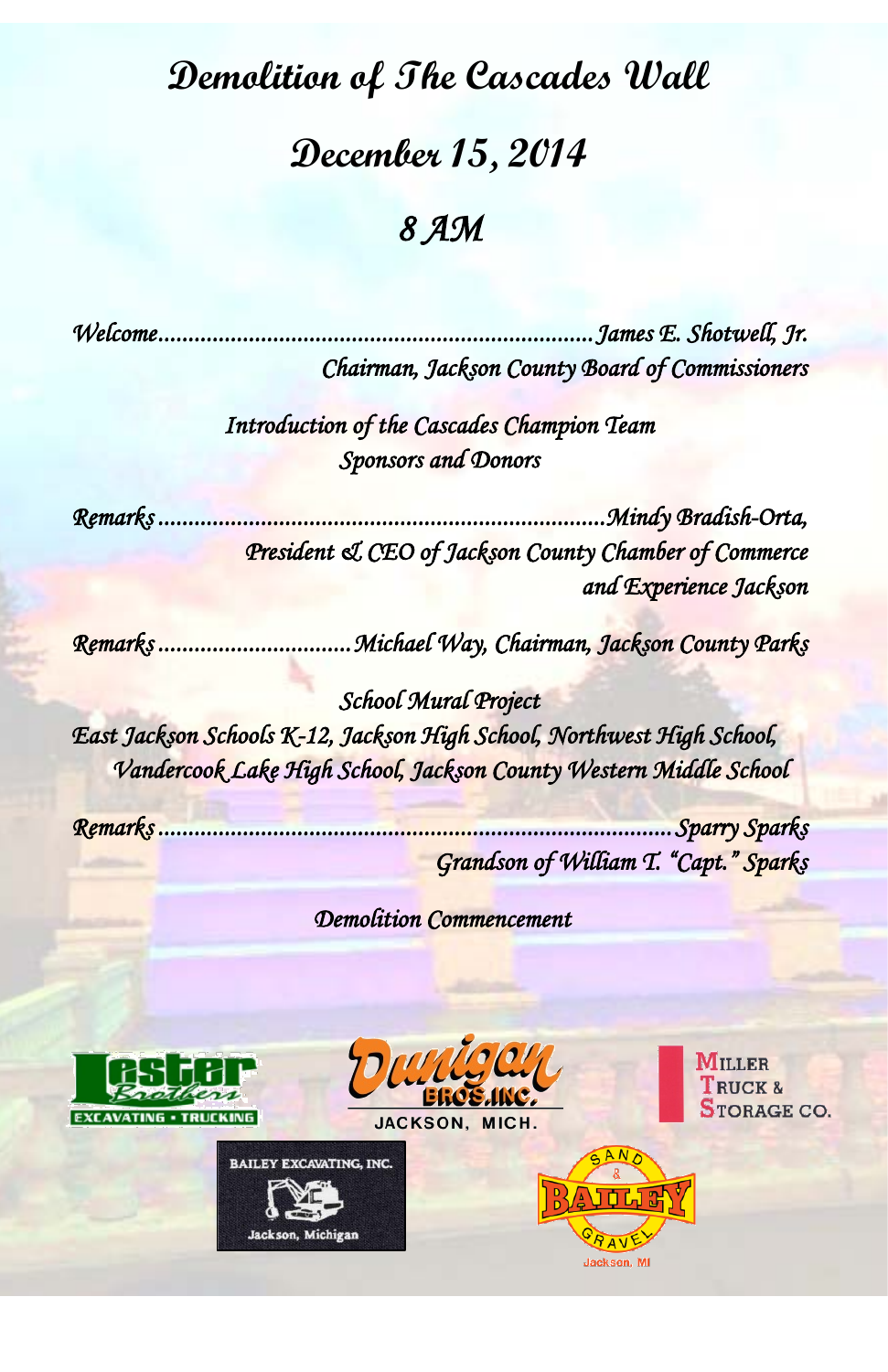# Demolition of The Cascades Wall

## December 15, 2014

## 8 AM

*Welcome......................................................................James E. Shotwell, Jr.*
*Chairman, Jackson County Board of Commissioners*

*Introduction of the Cascades Champion Team*
*Sponsors and Donors*

*Remarks........................................................................Mindy Bradish-Orta,*
*President & CEO of Jackson County Chamber of Commerce*
*and Experience Jackson*

*Remarks...............................Michael Way, Chairman, Jackson County Parks*

*School Mural Project*
*East Jackson Schools K-12, Jackson High School, Northwest High School,*
*Vandercook Lake High School, Jackson County Western Middle School*

*Remarks....................................................................................Sparry Sparks*
*Grandson of William T. "Capt." Sparks*

*Demolition Commencement*

Lester Brothers Excavating • Trucking

Dunigan Bros. Inc. Jackson, Mich.

Miller Truck & Storage Co.

Bailey Excavating, Inc. Jackson, Michigan

Bailey Sand & Gravel Jackson, MI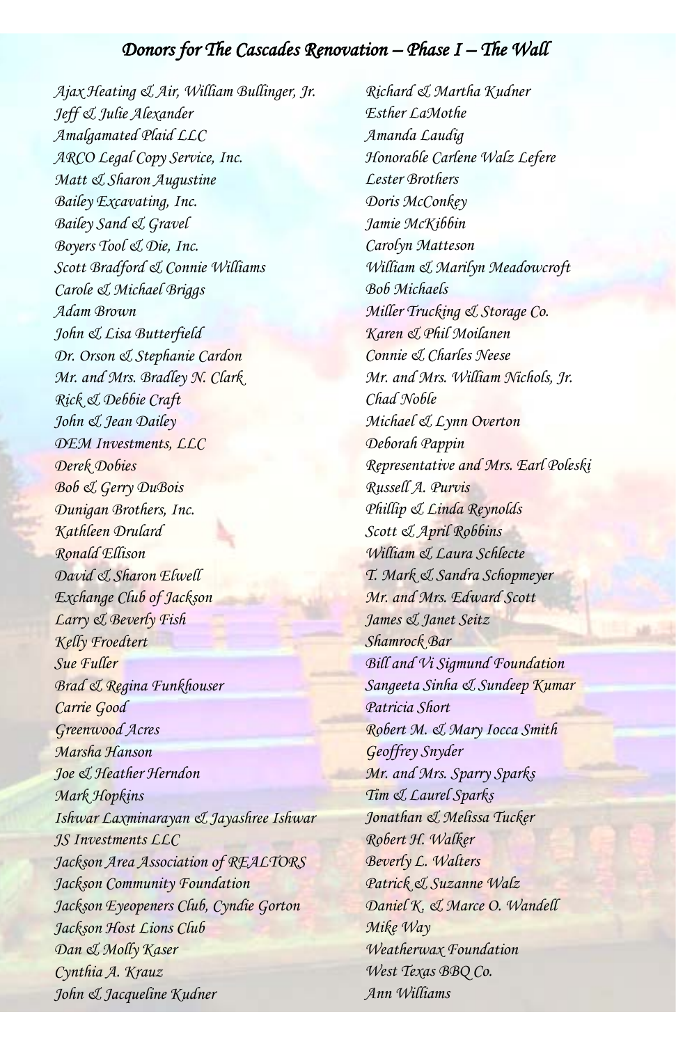## *Donors for The Cascades Renovation – Phase I – The Wall*

*Ajax Heating & Air, William Bullinger, Jr.*
*Jeff & Julie Alexander*
*Amalgamated Plaid LLC*
*ARCO Legal Copy Service, Inc.*
*Matt & Sharon Augustine*
*Bailey Excavating, Inc.*
*Bailey Sand & Gravel*
*Boyers Tool & Die, Inc.*
*Scott Bradford & Connie Williams*
*Carole & Michael Briggs*
*Adam Brown*
*John & Lisa Butterfield*
*Dr. Orson & Stephanie Cardon*
*Mr. and Mrs. Bradley N. Clark*
*Rick & Debbie Craft*
*John & Jean Dailey*
*DEM Investments, LLC*
*Derek Dobies*
*Bob & Gerry DuBois*
*Dunigan Brothers, Inc.*
*Kathleen Drulard*
*Ronald Ellison*
*David & Sharon Elwell*
*Exchange Club of Jackson*
*Larry & Beverly Fish*
*Kelly Froedtert*
*Sue Fuller*
*Brad & Regina Funkhouser*
*Carrie Good*
*Greenwood Acres*
*Marsha Hanson*
*Joe & Heather Herndon*
*Mark Hopkins*
*Ishwar Laxminarayan & Jayashree Ishwar*
*JS Investments LLC*
*Jackson Area Association of REALTORS*
*Jackson Community Foundation*
*Jackson Eyeopeners Club, Cyndie Gorton*
*Jackson Host Lions Club*
*Dan & Molly Kaser*
*Cynthia A. Krauz*
*John & Jacqueline Kudner*
*Richard & Martha Kudner*
*Esther LaMothe*
*Amanda Laudig*
*Honorable Carlene Walz Lefere*
*Lester Brothers*
*Doris McConkey*
*Jamie McKibbin*
*Carolyn Matteson*
*William & Marilyn Meadowcroft*
*Bob Michaels*
*Miller Trucking & Storage Co.*
*Karen & Phil Moilanen*
*Connie & Charles Neese*
*Mr. and Mrs. William Nichols, Jr.*
*Chad Noble*
*Michael & Lynn Overton*
*Deborah Pappin*
*Representative and Mrs. Earl Poleski*
*Russell A. Purvis*
*Phillip & Linda Reynolds*
*Scott & April Robbins*
*William & Laura Schlecte*
*T. Mark & Sandra Schopmeyer*
*Mr. and Mrs. Edward Scott*
*James & Janet Seitz*
*Shamrock Bar*
*Bill and Vi Sigmund Foundation*
*Sangeeta Sinha & Sundeep Kumar*
*Patricia Short*
*Robert M. & Mary Iocca Smith*
*Geoffrey Snyder*
*Mr. and Mrs. Sparry Sparks*
*Tim & Laurel Sparks*
*Jonathan & Melissa Tucker*
*Robert H. Walker*
*Beverly L. Walters*
*Patrick & Suzanne Walz*
*Daniel K. & Marce O. Wandell*
*Mike Way*
*Weatherwax Foundation*
*West Texas BBQ Co.*
*Ann Williams*